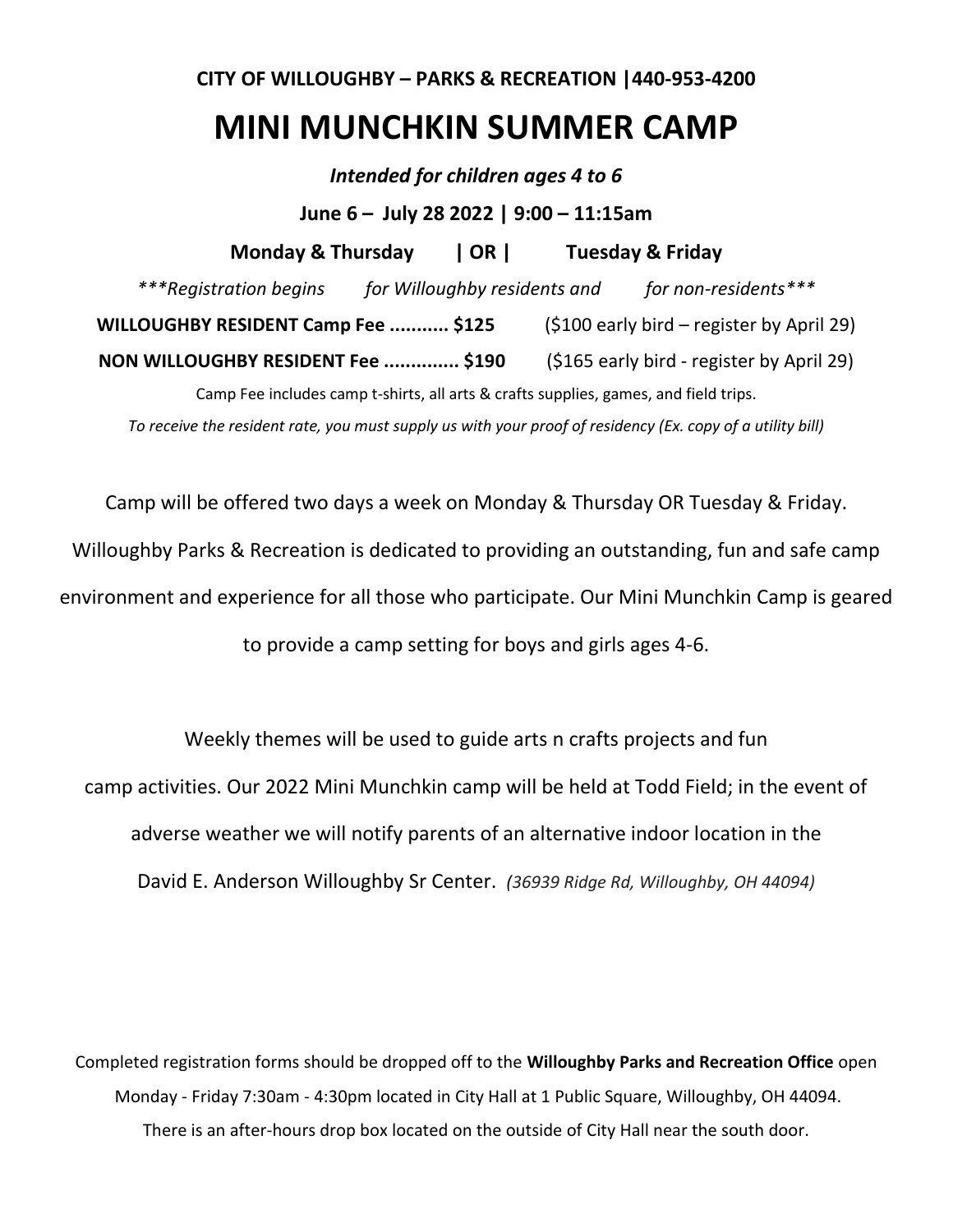**CITY OF WILLOUGHBY – PARKS & RECREATION |440-953-4200**

# MINI MUNCHKIN SUMMER CAMP

***Intended for children ages 4 to 6***

**June 6 – July 28 2022 | 9:00 – 11:15am**

**Monday & Thursday | OR | Tuesday & Friday**

****\*Registration begins for Willoughby residents and for non-residents\****

**WILLOUGHBY RESIDENT Camp Fee ........... $125** ($100 early bird – register by April 29)

**NON WILLOUGHBY RESIDENT Fee .............. $190** ($165 early bird - register by April 29)

Camp Fee includes camp t-shirts, all arts & crafts supplies, games, and field trips.

*To receive the resident rate, you must supply us with your proof of residency (Ex. copy of a utility bill)*

Camp will be offered two days a week on Monday & Thursday OR Tuesday & Friday. Willoughby Parks & Recreation is dedicated to providing an outstanding, fun and safe camp environment and experience for all those who participate. Our Mini Munchkin Camp is geared to provide a camp setting for boys and girls ages 4-6.

Weekly themes will be used to guide arts n crafts projects and fun camp activities. Our 2022 Mini Munchkin camp will be held at Todd Field; in the event of adverse weather we will notify parents of an alternative indoor location in the David E. Anderson Willoughby Sr Center. *(36939 Ridge Rd, Willoughby, OH 44094)*

Completed registration forms should be dropped off to the **Willoughby Parks and Recreation Office** open Monday - Friday 7:30am - 4:30pm located in City Hall at 1 Public Square, Willoughby, OH 44094. There is an after-hours drop box located on the outside of City Hall near the south door.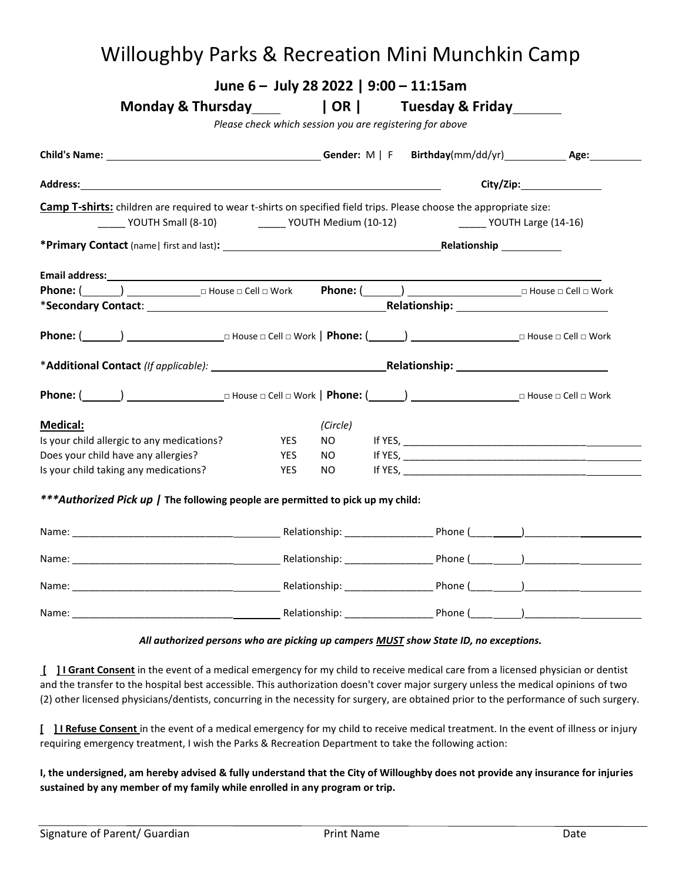# Willoughby Parks & Recreation Mini Munchkin Camp

**June 6 – July 28 2022 | 9:00 – 11:15am**

**Monday & Thursday**____ **| OR |** **Tuesday & Friday**______

*Please check which session you are registering for above*

**Child's Name:** ______________________ **Gender:** M | F **Birthday**(mm/dd/yr)__________ **Age:**________

**Address:** ______________________________________________ **City/Zip:**______________

**Camp T-shirts:** children are required to wear t-shirts on specified field trips. Please choose the appropriate size:

_____ YOUTH Small (8-10) _____ YOUTH Medium (10-12) _____ YOUTH Large (14-16)

***Primary Contact** (name| first and last)**:** ______________________________ **Relationship** __________

**Email address:** ______________________________________________

**Phone:** (______) ____________ □ House □ Cell □ Work **Phone:** (______) __________________ □ House □ Cell □ Work

***Secondary Contact**: ______________________________ **Relationship:** ________________________

**Phone:** (______) ________________ □ House □ Cell □ Work | **Phone:** (______) __________________ □ House □ Cell □ Work

***Additional Contact** *(If applicable):* ____________________________ **Relationship:** ________________________

**Phone:** (______) ________________ □ House □ Cell □ Work | **Phone:** (______) __________________ □ House □ Cell □ Work

**Medical:** *(Circle)*

| | | | |
|---|---|---|---|
| Is your child allergic to any medications? | YES | NO | If YES, ______________________________ |
| Does your child have any allergies? | YES | NO | If YES, ______________________________ |
| Is your child taking any medications? | YES | NO | If YES, ______________________________ |

***Authorized Pick up |** **The following people are permitted to pick up my child:**

Name: ______________________________ Relationship: ________________ Phone (__________)______________________

Name: ______________________________ Relationship: ________________ Phone (__________)______________________

Name: ______________________________ Relationship: ________________ Phone (__________)______________________

Name: ______________________________ Relationship: ________________ Phone (__________)______________________

***All authorized persons who are picking up campers MUST show State ID, no exceptions.***

**[ ] I Grant Consent** in the event of a medical emergency for my child to receive medical care from a licensed physician or dentist and the transfer to the hospital best accessible. This authorization doesn't cover major surgery unless the medical opinions of two (2) other licensed physicians/dentists, concurring in the necessity for surgery, are obtained prior to the performance of such surgery.

**[ ] I Refuse Consent** in the event of a medical emergency for my child to receive medical treatment. In the event of illness or injury requiring emergency treatment, I wish the Parks & Recreation Department to take the following action:

**I, the undersigned, am hereby advised & fully understand that the City of Willoughby does not provide any insurance for injuries sustained by any member of my family while enrolled in any program or trip.**

Signature of Parent/ Guardian Print Name Date